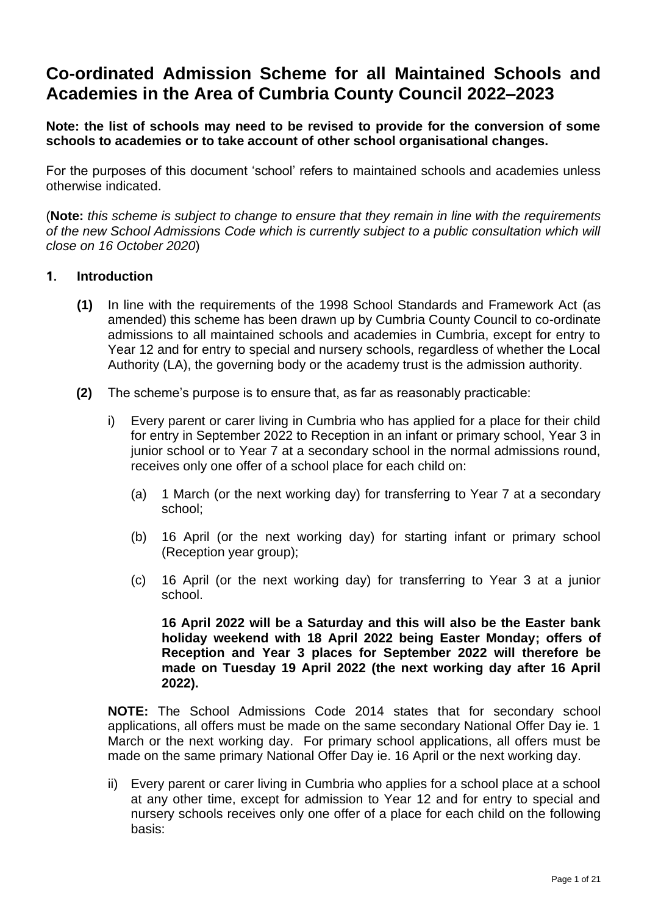# Co-ordinated Admission Scheme for all Maintained Schools and Academies in the Area of Cumbria County Council 2022–2023

**Note: the list of schools may need to be revised to provide for the conversion of some schools to academies or to take account of other school organisational changes.**

For the purposes of this document 'school' refers to maintained schools and academies unless otherwise indicated.

(**Note:** *this scheme is subject to change to ensure that they remain in line with the requirements of the new School Admissions Code which is currently subject to a public consultation which will close on 16 October 2020*)

## 1. Introduction

**(1)** In line with the requirements of the 1998 School Standards and Framework Act (as amended) this scheme has been drawn up by Cumbria County Council to co-ordinate admissions to all maintained schools and academies in Cumbria, except for entry to Year 12 and for entry to special and nursery schools, regardless of whether the Local Authority (LA), the governing body or the academy trust is the admission authority.

**(2)** The scheme's purpose is to ensure that, as far as reasonably practicable:

i) Every parent or carer living in Cumbria who has applied for a place for their child for entry in September 2022 to Reception in an infant or primary school, Year 3 in junior school or to Year 7 at a secondary school in the normal admissions round, receives only one offer of a school place for each child on:

   (a) 1 March (or the next working day) for transferring to Year 7 at a secondary school;

   (b) 16 April (or the next working day) for starting infant or primary school (Reception year group);

   (c) 16 April (or the next working day) for transferring to Year 3 at a junior school.

   **16 April 2022 will be a Saturday and this will also be the Easter bank holiday weekend with 18 April 2022 being Easter Monday; offers of Reception and Year 3 places for September 2022 will therefore be made on Tuesday 19 April 2022 (the next working day after 16 April 2022).**

**NOTE:** The School Admissions Code 2014 states that for secondary school applications, all offers must be made on the same secondary National Offer Day ie. 1 March or the next working day. For primary school applications, all offers must be made on the same primary National Offer Day ie. 16 April or the next working day.

ii) Every parent or carer living in Cumbria who applies for a school place at a school at any other time, except for admission to Year 12 and for entry to special and nursery schools receives only one offer of a place for each child on the following basis: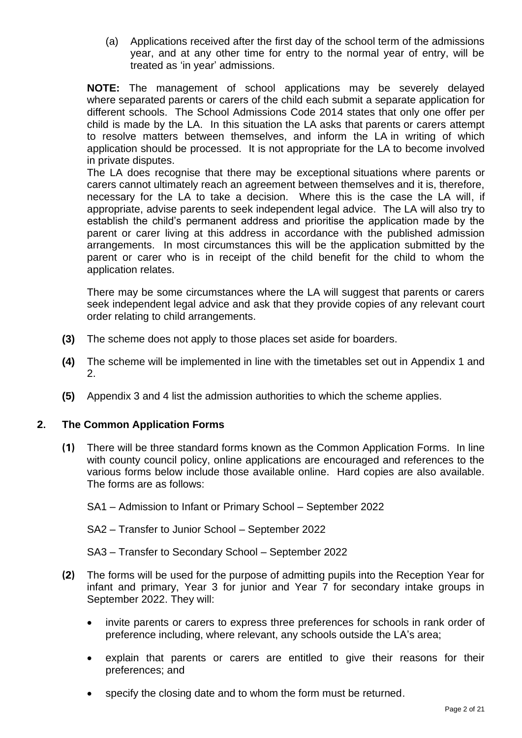(a) Applications received after the first day of the school term of the admissions year, and at any other time for entry to the normal year of entry, will be treated as 'in year' admissions.

**NOTE:** The management of school applications may be severely delayed where separated parents or carers of the child each submit a separate application for different schools. The School Admissions Code 2014 states that only one offer per child is made by the LA. In this situation the LA asks that parents or carers attempt to resolve matters between themselves, and inform the LA in writing of which application should be processed. It is not appropriate for the LA to become involved in private disputes.

The LA does recognise that there may be exceptional situations where parents or carers cannot ultimately reach an agreement between themselves and it is, therefore, necessary for the LA to take a decision. Where this is the case the LA will, if appropriate, advise parents to seek independent legal advice. The LA will also try to establish the child's permanent address and prioritise the application made by the parent or carer living at this address in accordance with the published admission arrangements. In most circumstances this will be the application submitted by the parent or carer who is in receipt of the child benefit for the child to whom the application relates.

There may be some circumstances where the LA will suggest that parents or carers seek independent legal advice and ask that they provide copies of any relevant court order relating to child arrangements.

**(3)** The scheme does not apply to those places set aside for boarders.

**(4)** The scheme will be implemented in line with the timetables set out in Appendix 1 and 2.

**(5)** Appendix 3 and 4 list the admission authorities to which the scheme applies.

## 2. The Common Application Forms

**(1)** There will be three standard forms known as the Common Application Forms. In line with county council policy, online applications are encouraged and references to the various forms below include those available online. Hard copies are also available. The forms are as follows:

SA1 – Admission to Infant or Primary School – September 2022

SA2 – Transfer to Junior School – September 2022

SA3 – Transfer to Secondary School – September 2022

**(2)** The forms will be used for the purpose of admitting pupils into the Reception Year for infant and primary, Year 3 for junior and Year 7 for secondary intake groups in September 2022. They will:

- invite parents or carers to express three preferences for schools in rank order of preference including, where relevant, any schools outside the LA's area;
- explain that parents or carers are entitled to give their reasons for their preferences; and
- specify the closing date and to whom the form must be returned.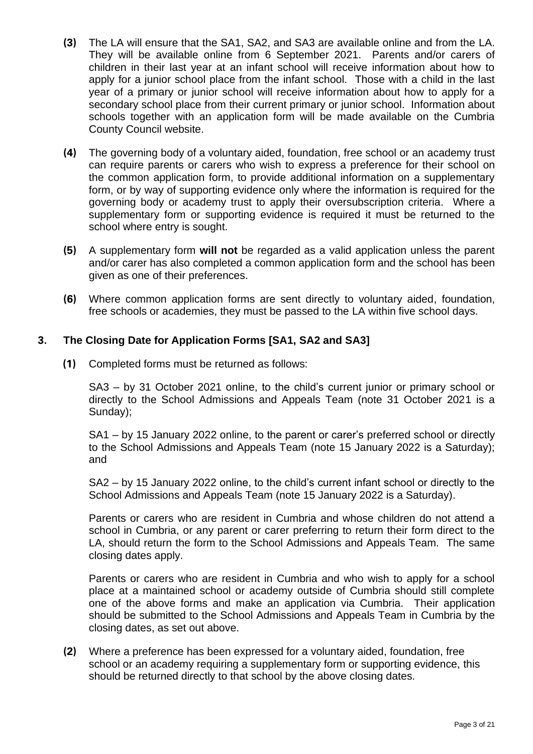**(3)** The LA will ensure that the SA1, SA2, and SA3 are available online and from the LA. They will be available online from 6 September 2021. Parents and/or carers of children in their last year at an infant school will receive information about how to apply for a junior school place from the infant school. Those with a child in the last year of a primary or junior school will receive information about how to apply for a secondary school place from their current primary or junior school. Information about schools together with an application form will be made available on the Cumbria County Council website.

**(4)** The governing body of a voluntary aided, foundation, free school or an academy trust can require parents or carers who wish to express a preference for their school on the common application form, to provide additional information on a supplementary form, or by way of supporting evidence only where the information is required for the governing body or academy trust to apply their oversubscription criteria. Where a supplementary form or supporting evidence is required it must be returned to the school where entry is sought.

**(5)** A supplementary form **will not** be regarded as a valid application unless the parent and/or carer has also completed a common application form and the school has been given as one of their preferences.

**(6)** Where common application forms are sent directly to voluntary aided, foundation, free schools or academies, they must be passed to the LA within five school days.

## 3. The Closing Date for Application Forms [SA1, SA2 and SA3]

**(1)** Completed forms must be returned as follows:

SA3 – by 31 October 2021 online, to the child's current junior or primary school or directly to the School Admissions and Appeals Team (note 31 October 2021 is a Sunday);

SA1 – by 15 January 2022 online, to the parent or carer's preferred school or directly to the School Admissions and Appeals Team (note 15 January 2022 is a Saturday); and

SA2 – by 15 January 2022 online, to the child's current infant school or directly to the School Admissions and Appeals Team (note 15 January 2022 is a Saturday).

Parents or carers who are resident in Cumbria and whose children do not attend a school in Cumbria, or any parent or carer preferring to return their form direct to the LA, should return the form to the School Admissions and Appeals Team. The same closing dates apply.

Parents or carers who are resident in Cumbria and who wish to apply for a school place at a maintained school or academy outside of Cumbria should still complete one of the above forms and make an application via Cumbria. Their application should be submitted to the School Admissions and Appeals Team in Cumbria by the closing dates, as set out above.

**(2)** Where a preference has been expressed for a voluntary aided, foundation, free school or an academy requiring a supplementary form or supporting evidence, this should be returned directly to that school by the above closing dates.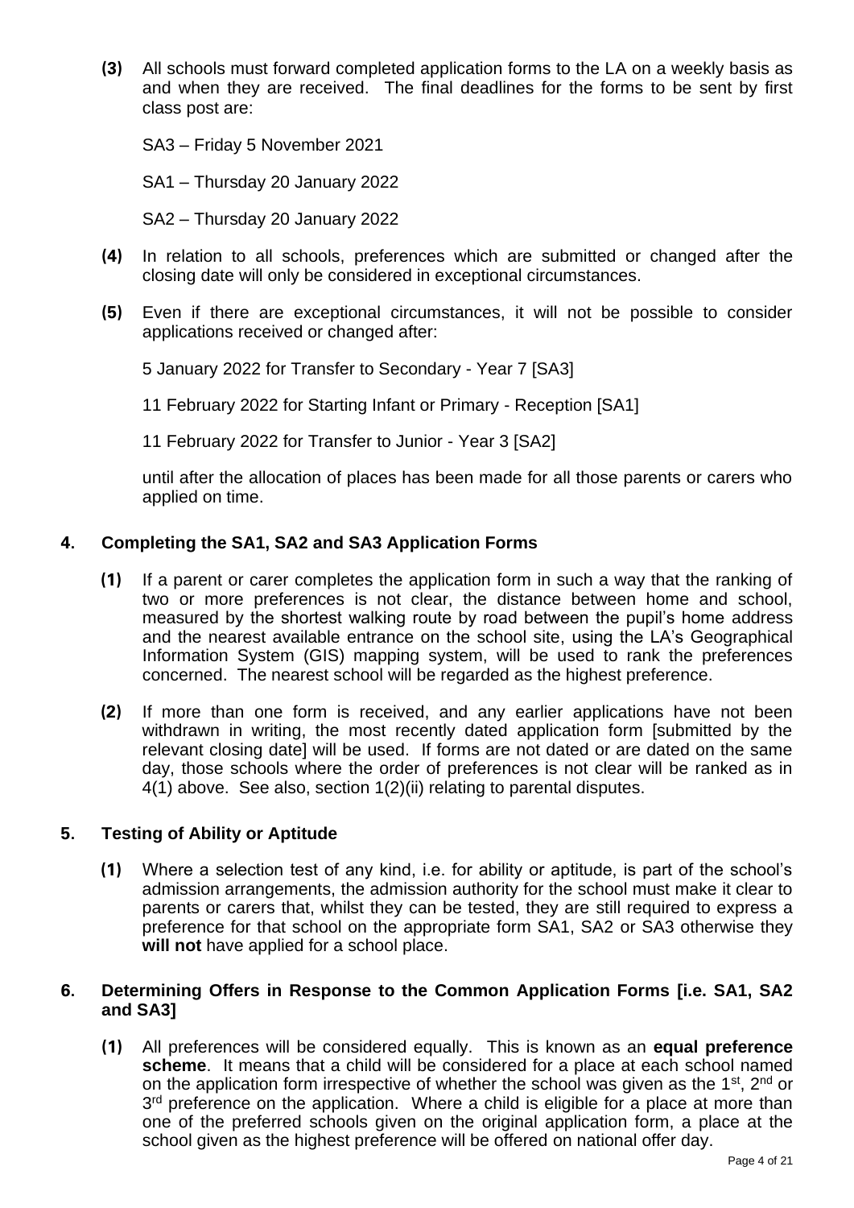**(3)** All schools must forward completed application forms to the LA on a weekly basis as and when they are received. The final deadlines for the forms to be sent by first class post are:

SA3 – Friday 5 November 2021

SA1 – Thursday 20 January 2022

SA2 – Thursday 20 January 2022

**(4)** In relation to all schools, preferences which are submitted or changed after the closing date will only be considered in exceptional circumstances.

**(5)** Even if there are exceptional circumstances, it will not be possible to consider applications received or changed after:

5 January 2022 for Transfer to Secondary - Year 7 [SA3]

11 February 2022 for Starting Infant or Primary - Reception [SA1]

11 February 2022 for Transfer to Junior - Year 3 [SA2]

until after the allocation of places has been made for all those parents or carers who applied on time.

## 4. Completing the SA1, SA2 and SA3 Application Forms

**(1)** If a parent or carer completes the application form in such a way that the ranking of two or more preferences is not clear, the distance between home and school, measured by the shortest walking route by road between the pupil's home address and the nearest available entrance on the school site, using the LA's Geographical Information System (GIS) mapping system, will be used to rank the preferences concerned. The nearest school will be regarded as the highest preference.

**(2)** If more than one form is received, and any earlier applications have not been withdrawn in writing, the most recently dated application form [submitted by the relevant closing date] will be used. If forms are not dated or are dated on the same day, those schools where the order of preferences is not clear will be ranked as in 4(1) above. See also, section 1(2)(ii) relating to parental disputes.

## 5. Testing of Ability or Aptitude

**(1)** Where a selection test of any kind, i.e. for ability or aptitude, is part of the school's admission arrangements, the admission authority for the school must make it clear to parents or carers that, whilst they can be tested, they are still required to express a preference for that school on the appropriate form SA1, SA2 or SA3 otherwise they **will not** have applied for a school place.

## 6. Determining Offers in Response to the Common Application Forms [i.e. SA1, SA2 and SA3]

**(1)** All preferences will be considered equally. This is known as an **equal preference scheme**. It means that a child will be considered for a place at each school named on the application form irrespective of whether the school was given as the 1st, 2nd or 3rd preference on the application. Where a child is eligible for a place at more than one of the preferred schools given on the original application form, a place at the school given as the highest preference will be offered on national offer day.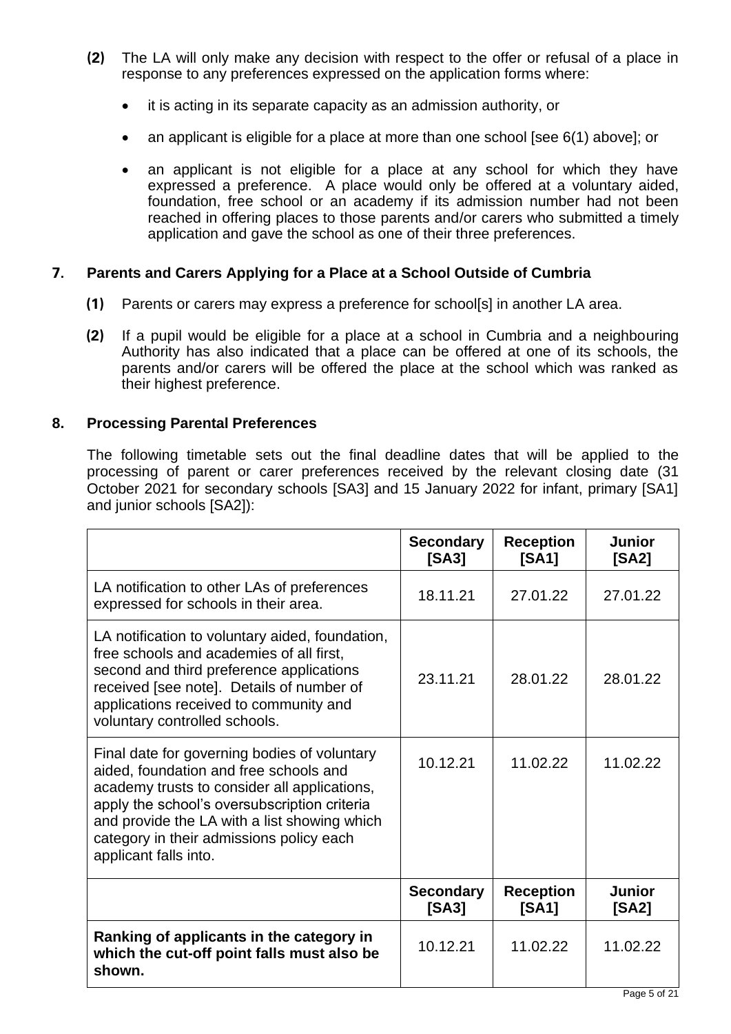**(2)** The LA will only make any decision with respect to the offer or refusal of a place in response to any preferences expressed on the application forms where:

- it is acting in its separate capacity as an admission authority, or
- an applicant is eligible for a place at more than one school [see 6(1) above]; or
- an applicant is not eligible for a place at any school for which they have expressed a preference. A place would only be offered at a voluntary aided, foundation, free school or an academy if its admission number had not been reached in offering places to those parents and/or carers who submitted a timely application and gave the school as one of their three preferences.

## 7. Parents and Carers Applying for a Place at a School Outside of Cumbria

**(1)** Parents or carers may express a preference for school[s] in another LA area.

**(2)** If a pupil would be eligible for a place at a school in Cumbria and a neighbouring Authority has also indicated that a place can be offered at one of its schools, the parents and/or carers will be offered the place at the school which was ranked as their highest preference.

## 8. Processing Parental Preferences

The following timetable sets out the final deadline dates that will be applied to the processing of parent or carer preferences received by the relevant closing date (31 October 2021 for secondary schools [SA3] and 15 January 2022 for infant, primary [SA1] and junior schools [SA2]):

| | **Secondary [SA3]** | **Reception [SA1]** | **Junior [SA2]** |
|---|---|---|---|
| LA notification to other LAs of preferences expressed for schools in their area. | 18.11.21 | 27.01.22 | 27.01.22 |
| LA notification to voluntary aided, foundation, free schools and academies of all first, second and third preference applications received [see note]. Details of number of applications received to community and voluntary controlled schools. | 23.11.21 | 28.01.22 | 28.01.22 |
| Final date for governing bodies of voluntary aided, foundation and free schools and academy trusts to consider all applications, apply the school's oversubscription criteria and provide the LA with a list showing which category in their admissions policy each applicant falls into. | 10.12.21 | 11.02.22 | 11.02.22 |
| | **Secondary [SA3]** | **Reception [SA1]** | **Junior [SA2]** |
| **Ranking of applicants in the category in which the cut-off point falls must also be shown.** | 10.12.21 | 11.02.22 | 11.02.22 |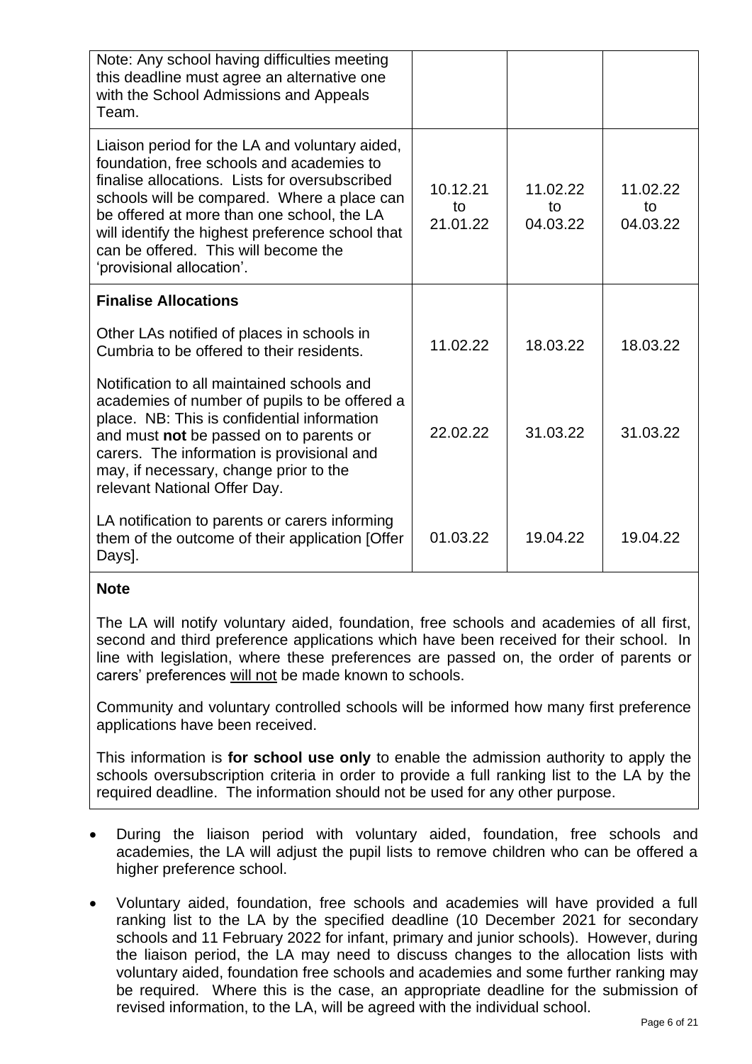| | | | |
|---|---|---|---|
| Note: Any school having difficulties meeting this deadline must agree an alternative one with the School Admissions and Appeals Team. | | | |
| Liaison period for the LA and voluntary aided, foundation, free schools and academies to finalise allocations. Lists for oversubscribed schools will be compared. Where a place can be offered at more than one school, the LA will identify the highest preference school that can be offered. This will become the 'provisional allocation'. | 10.12.21 to 21.01.22 | 11.02.22 to 04.03.22 | 11.02.22 to 04.03.22 |
| **Finalise Allocations** | | | |
| Other LAs notified of places in schools in Cumbria to be offered to their residents. | 11.02.22 | 18.03.22 | 18.03.22 |
| Notification to all maintained schools and academies of number of pupils to be offered a place. NB: This is confidential information and must **not** be passed on to parents or carers. The information is provisional and may, if necessary, change prior to the relevant National Offer Day. | 22.02.22 | 31.03.22 | 31.03.22 |
| LA notification to parents or carers informing them of the outcome of their application [Offer Days]. | 01.03.22 | 19.04.22 | 19.04.22 |

**Note**

The LA will notify voluntary aided, foundation, free schools and academies of all first, second and third preference applications which have been received for their school. In line with legislation, where these preferences are passed on, the order of parents or carers' preferences will not be made known to schools.

Community and voluntary controlled schools will be informed how many first preference applications have been received.

This information is **for school use only** to enable the admission authority to apply the schools oversubscription criteria in order to provide a full ranking list to the LA by the required deadline. The information should not be used for any other purpose.

- During the liaison period with voluntary aided, foundation, free schools and academies, the LA will adjust the pupil lists to remove children who can be offered a higher preference school.
- Voluntary aided, foundation, free schools and academies will have provided a full ranking list to the LA by the specified deadline (10 December 2021 for secondary schools and 11 February 2022 for infant, primary and junior schools). However, during the liaison period, the LA may need to discuss changes to the allocation lists with voluntary aided, foundation free schools and academies and some further ranking may be required. Where this is the case, an appropriate deadline for the submission of revised information, to the LA, will be agreed with the individual school.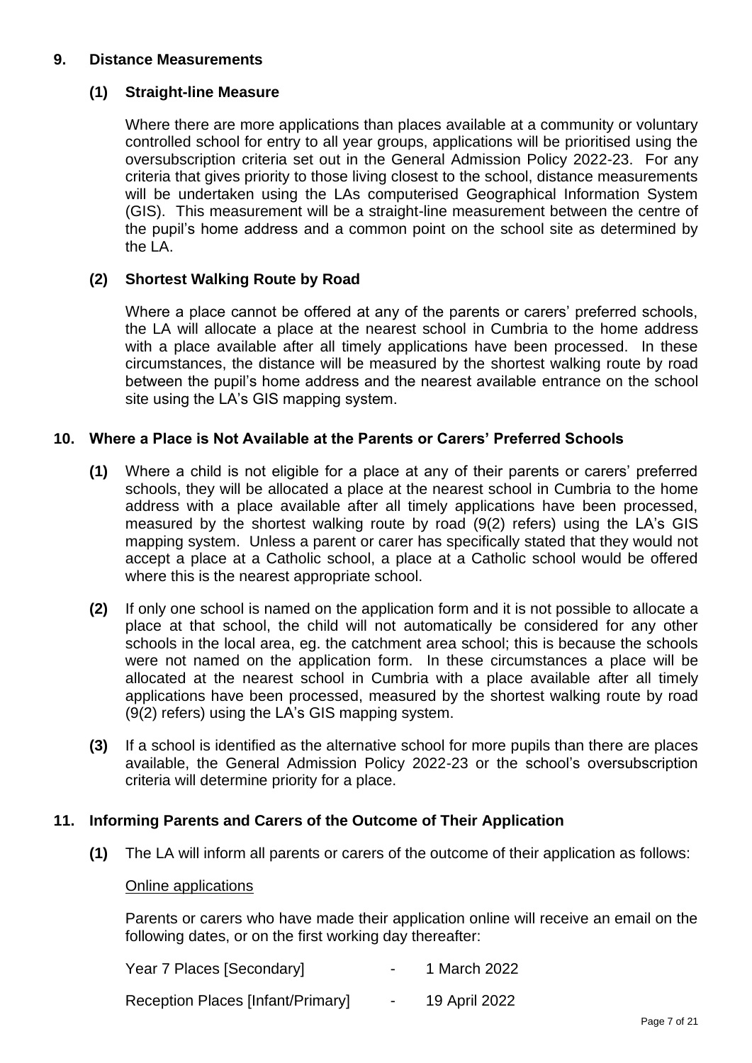## 9. Distance Measurements

### (1) Straight-line Measure

Where there are more applications than places available at a community or voluntary controlled school for entry to all year groups, applications will be prioritised using the oversubscription criteria set out in the General Admission Policy 2022-23. For any criteria that gives priority to those living closest to the school, distance measurements will be undertaken using the LAs computerised Geographical Information System (GIS). This measurement will be a straight-line measurement between the centre of the pupil's home address and a common point on the school site as determined by the LA.

### (2) Shortest Walking Route by Road

Where a place cannot be offered at any of the parents or carers' preferred schools, the LA will allocate a place at the nearest school in Cumbria to the home address with a place available after all timely applications have been processed. In these circumstances, the distance will be measured by the shortest walking route by road between the pupil's home address and the nearest available entrance on the school site using the LA's GIS mapping system.

## 10. Where a Place is Not Available at the Parents or Carers' Preferred Schools

**(1)** Where a child is not eligible for a place at any of their parents or carers' preferred schools, they will be allocated a place at the nearest school in Cumbria to the home address with a place available after all timely applications have been processed, measured by the shortest walking route by road (9(2) refers) using the LA's GIS mapping system. Unless a parent or carer has specifically stated that they would not accept a place at a Catholic school, a place at a Catholic school would be offered where this is the nearest appropriate school.

**(2)** If only one school is named on the application form and it is not possible to allocate a place at that school, the child will not automatically be considered for any other schools in the local area, eg. the catchment area school; this is because the schools were not named on the application form. In these circumstances a place will be allocated at the nearest school in Cumbria with a place available after all timely applications have been processed, measured by the shortest walking route by road (9(2) refers) using the LA's GIS mapping system.

**(3)** If a school is identified as the alternative school for more pupils than there are places available, the General Admission Policy 2022-23 or the school's oversubscription criteria will determine priority for a place.

## 11. Informing Parents and Carers of the Outcome of Their Application

**(1)** The LA will inform all parents or carers of the outcome of their application as follows:

<u>Online applications</u>

Parents or carers who have made their application online will receive an email on the following dates, or on the first working day thereafter:

| | | |
|---|---|---|
| Year 7 Places [Secondary] | - | 1 March 2022 |
| Reception Places [Infant/Primary] | - | 19 April 2022 |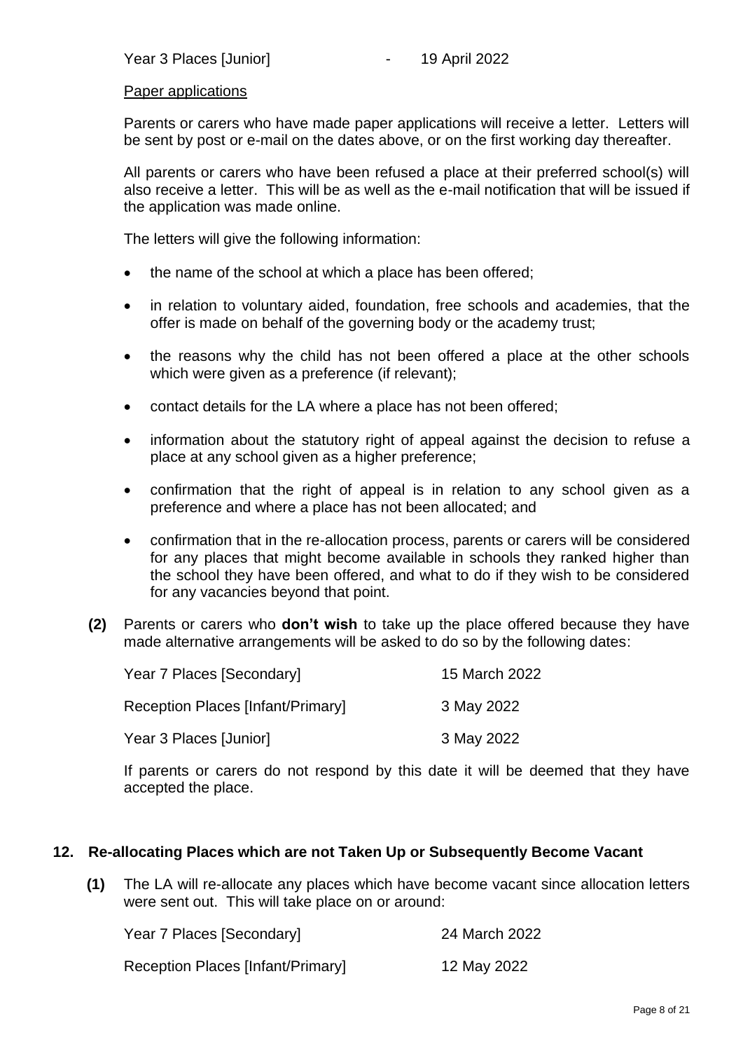Year 3 Places [Junior] - 19 April 2022

Paper applications

Parents or carers who have made paper applications will receive a letter. Letters will be sent by post or e-mail on the dates above, or on the first working day thereafter.

All parents or carers who have been refused a place at their preferred school(s) will also receive a letter. This will be as well as the e-mail notification that will be issued if the application was made online.

The letters will give the following information:

- the name of the school at which a place has been offered;
- in relation to voluntary aided, foundation, free schools and academies, that the offer is made on behalf of the governing body or the academy trust;
- the reasons why the child has not been offered a place at the other schools which were given as a preference (if relevant);
- contact details for the LA where a place has not been offered;
- information about the statutory right of appeal against the decision to refuse a place at any school given as a higher preference;
- confirmation that the right of appeal is in relation to any school given as a preference and where a place has not been allocated; and
- confirmation that in the re-allocation process, parents or carers will be considered for any places that might become available in schools they ranked higher than the school they have been offered, and what to do if they wish to be considered for any vacancies beyond that point.

**(2)** Parents or carers who **don't wish** to take up the place offered because they have made alternative arrangements will be asked to do so by the following dates:

| | |
|---|---|
| Year 7 Places [Secondary] | 15 March 2022 |
| Reception Places [Infant/Primary] | 3 May 2022 |
| Year 3 Places [Junior] | 3 May 2022 |

If parents or carers do not respond by this date it will be deemed that they have accepted the place.

## 12. Re-allocating Places which are not Taken Up or Subsequently Become Vacant

**(1)** The LA will re-allocate any places which have become vacant since allocation letters were sent out. This will take place on or around:

| | |
|---|---|
| Year 7 Places [Secondary] | 24 March 2022 |
| Reception Places [Infant/Primary] | 12 May 2022 |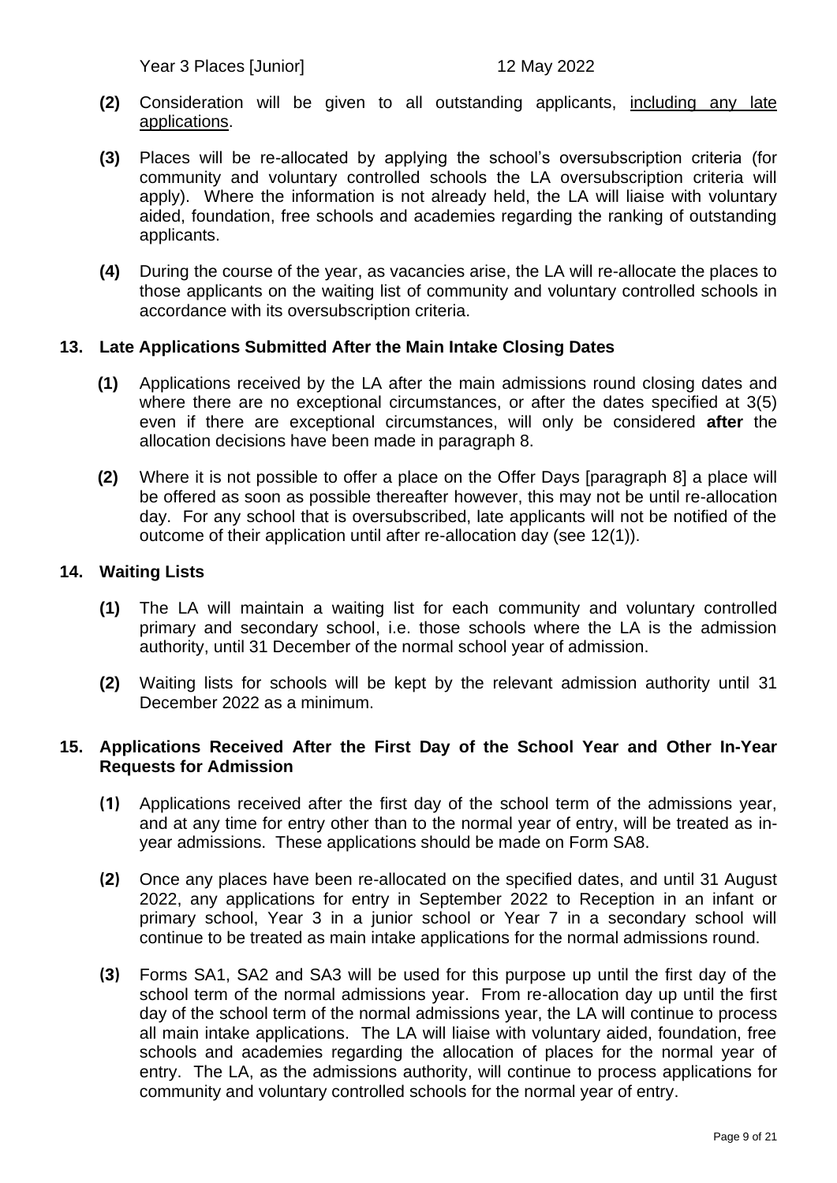**(2)** Consideration will be given to all outstanding applicants, <u>including any late applications</u>.

**(3)** Places will be re-allocated by applying the school's oversubscription criteria (for community and voluntary controlled schools the LA oversubscription criteria will apply). Where the information is not already held, the LA will liaise with voluntary aided, foundation, free schools and academies regarding the ranking of outstanding applicants.

**(4)** During the course of the year, as vacancies arise, the LA will re-allocate the places to those applicants on the waiting list of community and voluntary controlled schools in accordance with its oversubscription criteria.

## 13. Late Applications Submitted After the Main Intake Closing Dates

**(1)** Applications received by the LA after the main admissions round closing dates and where there are no exceptional circumstances, or after the dates specified at 3(5) even if there are exceptional circumstances, will only be considered **after** the allocation decisions have been made in paragraph 8.

**(2)** Where it is not possible to offer a place on the Offer Days [paragraph 8] a place will be offered as soon as possible thereafter however, this may not be until re-allocation day. For any school that is oversubscribed, late applicants will not be notified of the outcome of their application until after re-allocation day (see 12(1)).

## 14. Waiting Lists

**(1)** The LA will maintain a waiting list for each community and voluntary controlled primary and secondary school, i.e. those schools where the LA is the admission authority, until 31 December of the normal school year of admission.

**(2)** Waiting lists for schools will be kept by the relevant admission authority until 31 December 2022 as a minimum.

## 15. Applications Received After the First Day of the School Year and Other In-Year Requests for Admission

**(1)** Applications received after the first day of the school term of the admissions year, and at any time for entry other than to the normal year of entry, will be treated as in-year admissions. These applications should be made on Form SA8.

**(2)** Once any places have been re-allocated on the specified dates, and until 31 August 2022, any applications for entry in September 2022 to Reception in an infant or primary school, Year 3 in a junior school or Year 7 in a secondary school will continue to be treated as main intake applications for the normal admissions round.

**(3)** Forms SA1, SA2 and SA3 will be used for this purpose up until the first day of the school term of the normal admissions year. From re-allocation day up until the first day of the school term of the normal admissions year, the LA will continue to process all main intake applications. The LA will liaise with voluntary aided, foundation, free schools and academies regarding the allocation of places for the normal year of entry. The LA, as the admissions authority, will continue to process applications for community and voluntary controlled schools for the normal year of entry.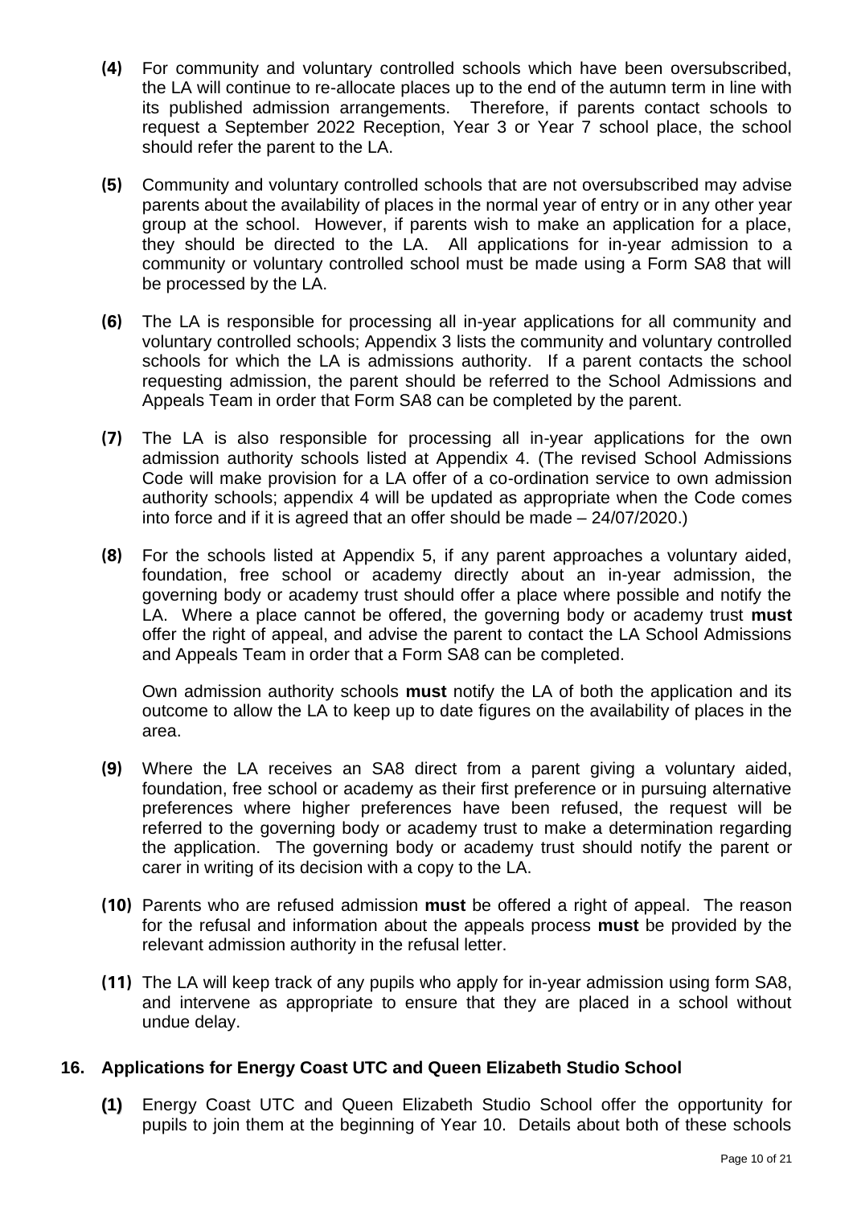**(4)** For community and voluntary controlled schools which have been oversubscribed, the LA will continue to re-allocate places up to the end of the autumn term in line with its published admission arrangements. Therefore, if parents contact schools to request a September 2022 Reception, Year 3 or Year 7 school place, the school should refer the parent to the LA.

**(5)** Community and voluntary controlled schools that are not oversubscribed may advise parents about the availability of places in the normal year of entry or in any other year group at the school. However, if parents wish to make an application for a place, they should be directed to the LA. All applications for in-year admission to a community or voluntary controlled school must be made using a Form SA8 that will be processed by the LA.

**(6)** The LA is responsible for processing all in-year applications for all community and voluntary controlled schools; Appendix 3 lists the community and voluntary controlled schools for which the LA is admissions authority. If a parent contacts the school requesting admission, the parent should be referred to the School Admissions and Appeals Team in order that Form SA8 can be completed by the parent.

**(7)** The LA is also responsible for processing all in-year applications for the own admission authority schools listed at Appendix 4. (The revised School Admissions Code will make provision for a LA offer of a co-ordination service to own admission authority schools; appendix 4 will be updated as appropriate when the Code comes into force and if it is agreed that an offer should be made – 24/07/2020.)

**(8)** For the schools listed at Appendix 5, if any parent approaches a voluntary aided, foundation, free school or academy directly about an in-year admission, the governing body or academy trust should offer a place where possible and notify the LA. Where a place cannot be offered, the governing body or academy trust **must** offer the right of appeal, and advise the parent to contact the LA School Admissions and Appeals Team in order that a Form SA8 can be completed.

Own admission authority schools **must** notify the LA of both the application and its outcome to allow the LA to keep up to date figures on the availability of places in the area.

**(9)** Where the LA receives an SA8 direct from a parent giving a voluntary aided, foundation, free school or academy as their first preference or in pursuing alternative preferences where higher preferences have been refused, the request will be referred to the governing body or academy trust to make a determination regarding the application. The governing body or academy trust should notify the parent or carer in writing of its decision with a copy to the LA.

**(10)** Parents who are refused admission **must** be offered a right of appeal. The reason for the refusal and information about the appeals process **must** be provided by the relevant admission authority in the refusal letter.

**(11)** The LA will keep track of any pupils who apply for in-year admission using form SA8, and intervene as appropriate to ensure that they are placed in a school without undue delay.

## 16. Applications for Energy Coast UTC and Queen Elizabeth Studio School

**(1)** Energy Coast UTC and Queen Elizabeth Studio School offer the opportunity for pupils to join them at the beginning of Year 10. Details about both of these schools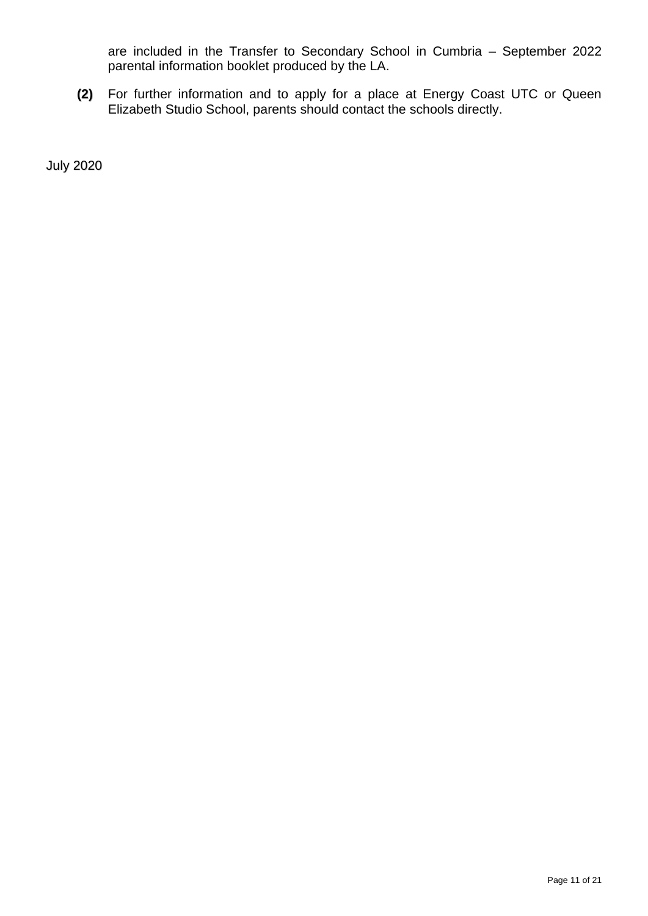are included in the Transfer to Secondary School in Cumbria – September 2022 parental information booklet produced by the LA.

**(2)** For further information and to apply for a place at Energy Coast UTC or Queen Elizabeth Studio School, parents should contact the schools directly.

July 2020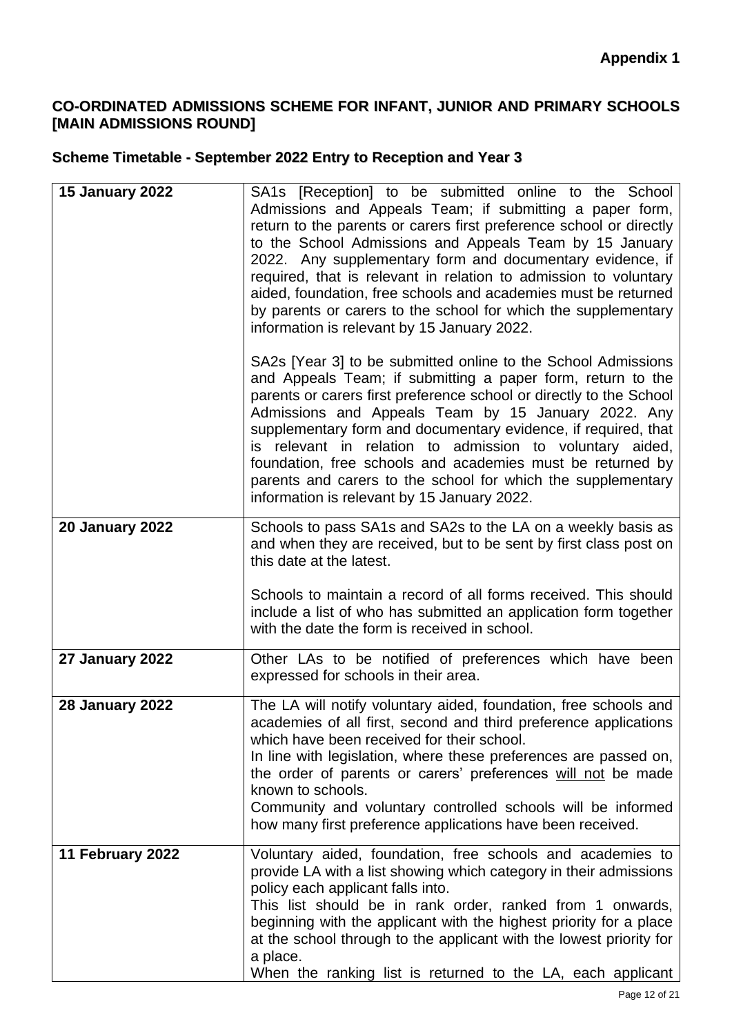**Appendix 1**

## CO-ORDINATED ADMISSIONS SCHEME FOR INFANT, JUNIOR AND PRIMARY SCHOOLS [MAIN ADMISSIONS ROUND]

### Scheme Timetable - September 2022 Entry to Reception and Year 3

| | |
|---|---|
| **15 January 2022** | SA1s [Reception] to be submitted online to the School Admissions and Appeals Team; if submitting a paper form, return to the parents or carers first preference school or directly to the School Admissions and Appeals Team by 15 January 2022. Any supplementary form and documentary evidence, if required, that is relevant in relation to admission to voluntary aided, foundation, free schools and academies must be returned by parents or carers to the school for which the supplementary information is relevant by 15 January 2022.<br><br>SA2s [Year 3] to be submitted online to the School Admissions and Appeals Team; if submitting a paper form, return to the parents or carers first preference school or directly to the School Admissions and Appeals Team by 15 January 2022. Any supplementary form and documentary evidence, if required, that is relevant in relation to admission to voluntary aided, foundation, free schools and academies must be returned by parents and carers to the school for which the supplementary information is relevant by 15 January 2022. |
| **20 January 2022** | Schools to pass SA1s and SA2s to the LA on a weekly basis as and when they are received, but to be sent by first class post on this date at the latest.<br><br>Schools to maintain a record of all forms received. This should include a list of who has submitted an application form together with the date the form is received in school. |
| **27 January 2022** | Other LAs to be notified of preferences which have been expressed for schools in their area. |
| **28 January 2022** | The LA will notify voluntary aided, foundation, free schools and academies of all first, second and third preference applications which have been received for their school.<br>In line with legislation, where these preferences are passed on, the order of parents or carers' preferences <u>will not</u> be made known to schools.<br>Community and voluntary controlled schools will be informed how many first preference applications have been received. |
| **11 February 2022** | Voluntary aided, foundation, free schools and academies to provide LA with a list showing which category in their admissions policy each applicant falls into.<br>This list should be in rank order, ranked from 1 onwards, beginning with the applicant with the highest priority for a place at the school through to the applicant with the lowest priority for a place.<br>When the ranking list is returned to the LA, each applicant |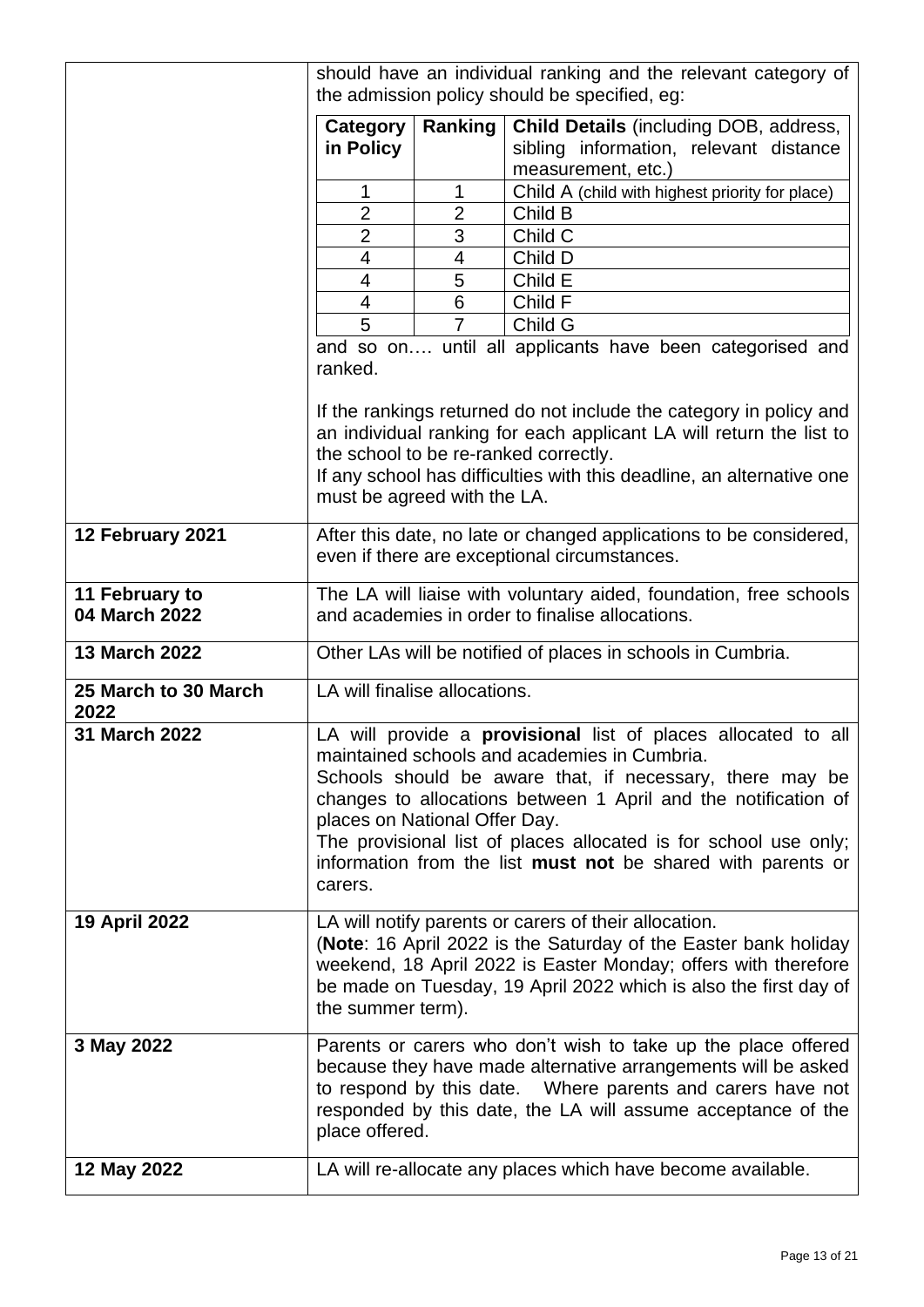| | |
|---|---|
| | should have an individual ranking and the relevant category of the admission policy should be specified, eg: <br><br> **Category in Policy** / **Ranking** / **Child Details** (including DOB, address, sibling information, relevant distance measurement, etc.) <br> 1 / 1 / Child A (child with highest priority for place) <br> 2 / 2 / Child B <br> 2 / 3 / Child C <br> 4 / 4 / Child D <br> 4 / 5 / Child E <br> 4 / 6 / Child F <br> 5 / 7 / Child G <br><br> and so on…. until all applicants have been categorised and ranked. <br><br> If the rankings returned do not include the category in policy and an individual ranking for each applicant LA will return the list to the school to be re-ranked correctly. <br> If any school has difficulties with this deadline, an alternative one must be agreed with the LA. |
| **12 February 2021** | After this date, no late or changed applications to be considered, even if there are exceptional circumstances. |
| **11 February to 04 March 2022** | The LA will liaise with voluntary aided, foundation, free schools and academies in order to finalise allocations. |
| **13 March 2022** | Other LAs will be notified of places in schools in Cumbria. |
| **25 March to 30 March 2022** | LA will finalise allocations. |
| **31 March 2022** | LA will provide a **provisional** list of places allocated to all maintained schools and academies in Cumbria. <br> Schools should be aware that, if necessary, there may be changes to allocations between 1 April and the notification of places on National Offer Day. <br> The provisional list of places allocated is for school use only; information from the list **must not** be shared with parents or carers. |
| **19 April 2022** | LA will notify parents or carers of their allocation. <br> (**Note**: 16 April 2022 is the Saturday of the Easter bank holiday weekend, 18 April 2022 is Easter Monday; offers with therefore be made on Tuesday, 19 April 2022 which is also the first day of the summer term). |
| **3 May 2022** | Parents or carers who don't wish to take up the place offered because they have made alternative arrangements will be asked to respond by this date. Where parents and carers have not responded by this date, the LA will assume acceptance of the place offered. |
| **12 May 2022** | LA will re-allocate any places which have become available. |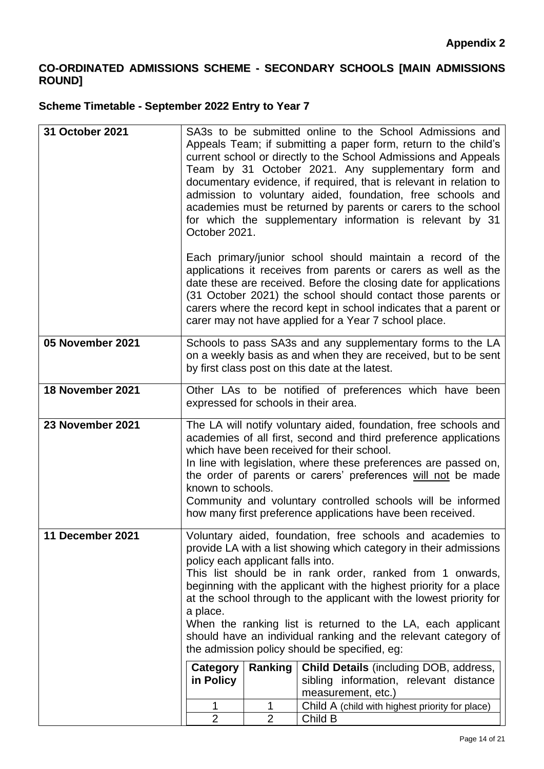**Appendix 2**

## CO-ORDINATED ADMISSIONS SCHEME - SECONDARY SCHOOLS [MAIN ADMISSIONS ROUND]

### Scheme Timetable - September 2022 Entry to Year 7

| | |
|---|---|
| **31 October 2021** | SA3s to be submitted online to the School Admissions and Appeals Team; if submitting a paper form, return to the child's current school or directly to the School Admissions and Appeals Team by 31 October 2021. Any supplementary form and documentary evidence, if required, that is relevant in relation to admission to voluntary aided, foundation, free schools and academies must be returned by parents or carers to the school for which the supplementary information is relevant by 31 October 2021.<br><br>Each primary/junior school should maintain a record of the applications it receives from parents or carers as well as the date these are received. Before the closing date for applications (31 October 2021) the school should contact those parents or carers where the record kept in school indicates that a parent or carer may not have applied for a Year 7 school place. |
| **05 November 2021** | Schools to pass SA3s and any supplementary forms to the LA on a weekly basis as and when they are received, but to be sent by first class post on this date at the latest. |
| **18 November 2021** | Other LAs to be notified of preferences which have been expressed for schools in their area. |
| **23 November 2021** | The LA will notify voluntary aided, foundation, free schools and academies of all first, second and third preference applications which have been received for their school.<br>In line with legislation, where these preferences are passed on, the order of parents or carers' preferences <u>will not</u> be made known to schools.<br>Community and voluntary controlled schools will be informed how many first preference applications have been received. |
| **11 December 2021** | Voluntary aided, foundation, free schools and academies to provide LA with a list showing which category in their admissions policy each applicant falls into.<br>This list should be in rank order, ranked from 1 onwards, beginning with the applicant with the highest priority for a place at the school through to the applicant with the lowest priority for a place.<br>When the ranking list is returned to the LA, each applicant should have an individual ranking and the relevant category of the admission policy should be specified, eg: |

| Category in Policy | Ranking | Child Details (including DOB, address, sibling information, relevant distance measurement, etc.) |
|---|---|---|
| 1 | 1 | Child A (child with highest priority for place) |
| 2 | 2 | Child B |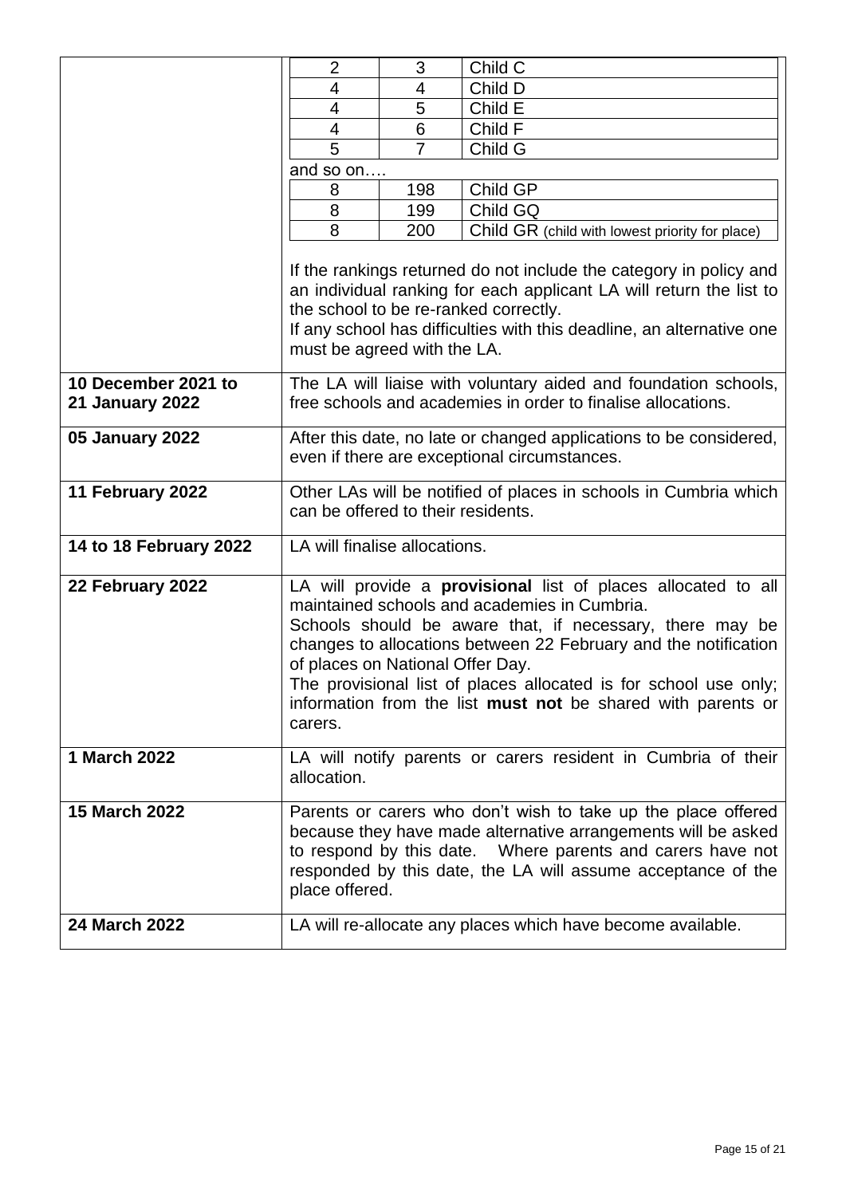| | |
|---|---|
| | 2 \| 3 \| Child C<br>4 \| 4 \| Child D<br>4 \| 5 \| Child E<br>4 \| 6 \| Child F<br>5 \| 7 \| Child G<br>and so on….<br>8 \| 198 \| Child GP<br>8 \| 199 \| Child GQ<br>8 \| 200 \| Child GR (child with lowest priority for place)<br><br>If the rankings returned do not include the category in policy and an individual ranking for each applicant LA will return the list to the school to be re-ranked correctly.<br>If any school has difficulties with this deadline, an alternative one must be agreed with the LA. |
| **10 December 2021 to 21 January 2022** | The LA will liaise with voluntary aided and foundation schools, free schools and academies in order to finalise allocations. |
| **05 January 2022** | After this date, no late or changed applications to be considered, even if there are exceptional circumstances. |
| **11 February 2022** | Other LAs will be notified of places in schools in Cumbria which can be offered to their residents. |
| **14 to 18 February 2022** | LA will finalise allocations. |
| **22 February 2022** | LA will provide a **provisional** list of places allocated to all maintained schools and academies in Cumbria.<br>Schools should be aware that, if necessary, there may be changes to allocations between 22 February and the notification of places on National Offer Day.<br>The provisional list of places allocated is for school use only; information from the list **must not** be shared with parents or carers. |
| **1 March 2022** | LA will notify parents or carers resident in Cumbria of their allocation. |
| **15 March 2022** | Parents or carers who don't wish to take up the place offered because they have made alternative arrangements will be asked to respond by this date. Where parents and carers have not responded by this date, the LA will assume acceptance of the place offered. |
| **24 March 2022** | LA will re-allocate any places which have become available. |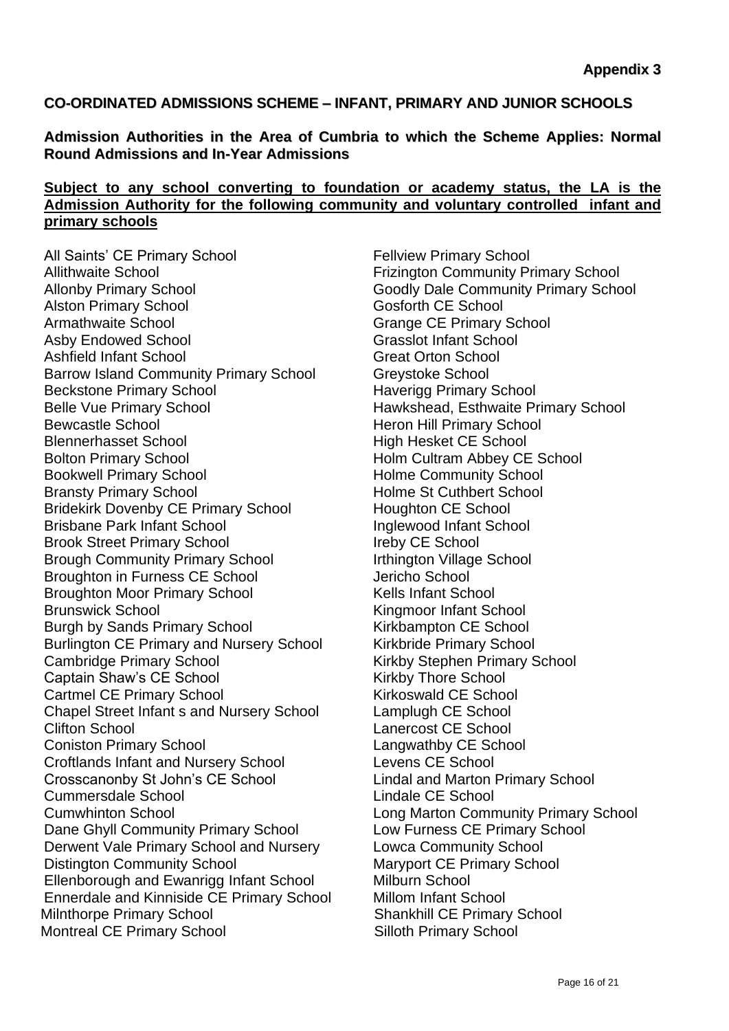**Appendix 3**

**CO-ORDINATED ADMISSIONS SCHEME – INFANT, PRIMARY AND JUNIOR SCHOOLS**

**Admission Authorities in the Area of Cumbria to which the Scheme Applies: Normal Round Admissions and In-Year Admissions**

**<u>Subject to any school converting to foundation or academy status, the LA is the Admission Authority for the following community and voluntary controlled infant and primary schools</u>**

All Saints' CE Primary School
Allithwaite School
Allonby Primary School
Alston Primary School
Armathwaite School
Asby Endowed School
Ashfield Infant School
Barrow Island Community Primary School
Beckstone Primary School
Belle Vue Primary School
Bewcastle School
Blennerhasset School
Bolton Primary School
Bookwell Primary School
Bransty Primary School
Bridekirk Dovenby CE Primary School
Brisbane Park Infant School
Brook Street Primary School
Brough Community Primary School
Broughton in Furness CE School
Broughton Moor Primary School
Brunswick School
Burgh by Sands Primary School
Burlington CE Primary and Nursery School
Cambridge Primary School
Captain Shaw's CE School
Cartmel CE Primary School
Chapel Street Infant s and Nursery School
Clifton School
Coniston Primary School
Croftlands Infant and Nursery School
Crosscanonby St John's CE School
Cummersdale School
Cumwhinton School
Dane Ghyll Community Primary School
Derwent Vale Primary School and Nursery
Distington Community School
Ellenborough and Ewanrigg Infant School
Ennerdale and Kinniside CE Primary School
Milnthorpe Primary School
Montreal CE Primary School
Fellview Primary School
Frizington Community Primary School
Goodly Dale Community Primary School
Gosforth CE School
Grange CE Primary School
Grasslot Infant School
Great Orton School
Greystoke School
Haverigg Primary School
Hawkshead, Esthwaite Primary School
Heron Hill Primary School
High Hesket CE School
Holm Cultram Abbey CE School
Holme Community School
Holme St Cuthbert School
Houghton CE School
Inglewood Infant School
Ireby CE School
Irthington Village School
Jericho School
Kells Infant School
Kingmoor Infant School
Kirkbampton CE School
Kirkbride Primary School
Kirkby Stephen Primary School
Kirkby Thore School
Kirkoswald CE School
Lamplugh CE School
Lanercost CE School
Langwathby CE School
Levens CE School
Lindal and Marton Primary School
Lindale CE School
Long Marton Community Primary School
Low Furness CE Primary School
Lowca Community School
Maryport CE Primary School
Milburn School
Millom Infant School
Shankhill CE Primary School
Silloth Primary School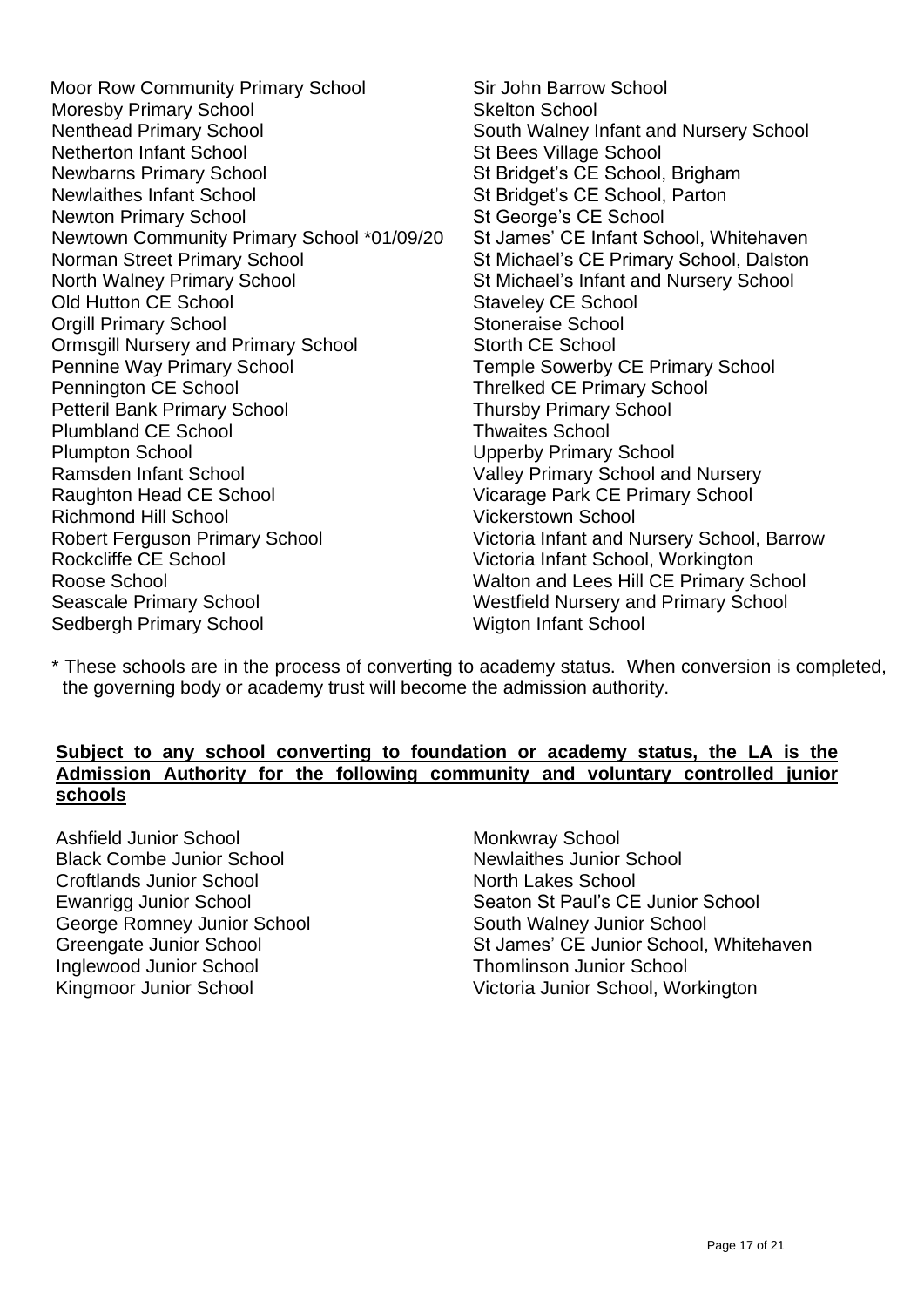Moor Row Community Primary School
Moresby Primary School
Nenthead Primary School
Netherton Infant School
Newbarns Primary School
Newlaithes Infant School
Newton Primary School
Newtown Community Primary School *01/09/20
Norman Street Primary School
North Walney Primary School
Old Hutton CE School
Orgill Primary School
Ormsgill Nursery and Primary School
Pennine Way Primary School
Pennington CE School
Petteril Bank Primary School
Plumbland CE School
Plumpton School
Ramsden Infant School
Raughton Head CE School
Richmond Hill School
Robert Ferguson Primary School
Rockcliffe CE School
Roose School
Seascale Primary School
Sedbergh Primary School
Sir John Barrow School
Skelton School
South Walney Infant and Nursery School
St Bees Village School
St Bridget's CE School, Brigham
St Bridget's CE School, Parton
St George's CE School
St James' CE Infant School, Whitehaven
St Michael's CE Primary School, Dalston
St Michael's Infant and Nursery School
Staveley CE School
Stoneraise School
Storth CE School
Temple Sowerby CE Primary School
Threlked CE Primary School
Thursby Primary School
Thwaites School
Upperby Primary School
Valley Primary School and Nursery
Vicarage Park CE Primary School
Vickerstown School
Victoria Infant and Nursery School, Barrow
Victoria Infant School, Workington
Walton and Lees Hill CE Primary School
Westfield Nursery and Primary School
Wigton Infant School

\* These schools are in the process of converting to academy status. When conversion is completed, the governing body or academy trust will become the admission authority.

**Subject to any school converting to foundation or academy status, the LA is the Admission Authority for the following community and voluntary controlled junior schools**

Ashfield Junior School
Black Combe Junior School
Croftlands Junior School
Ewanrigg Junior School
George Romney Junior School
Greengate Junior School
Inglewood Junior School
Kingmoor Junior School
Monkwray School
Newlaithes Junior School
North Lakes School
Seaton St Paul's CE Junior School
South Walney Junior School
St James' CE Junior School, Whitehaven
Thomlinson Junior School
Victoria Junior School, Workington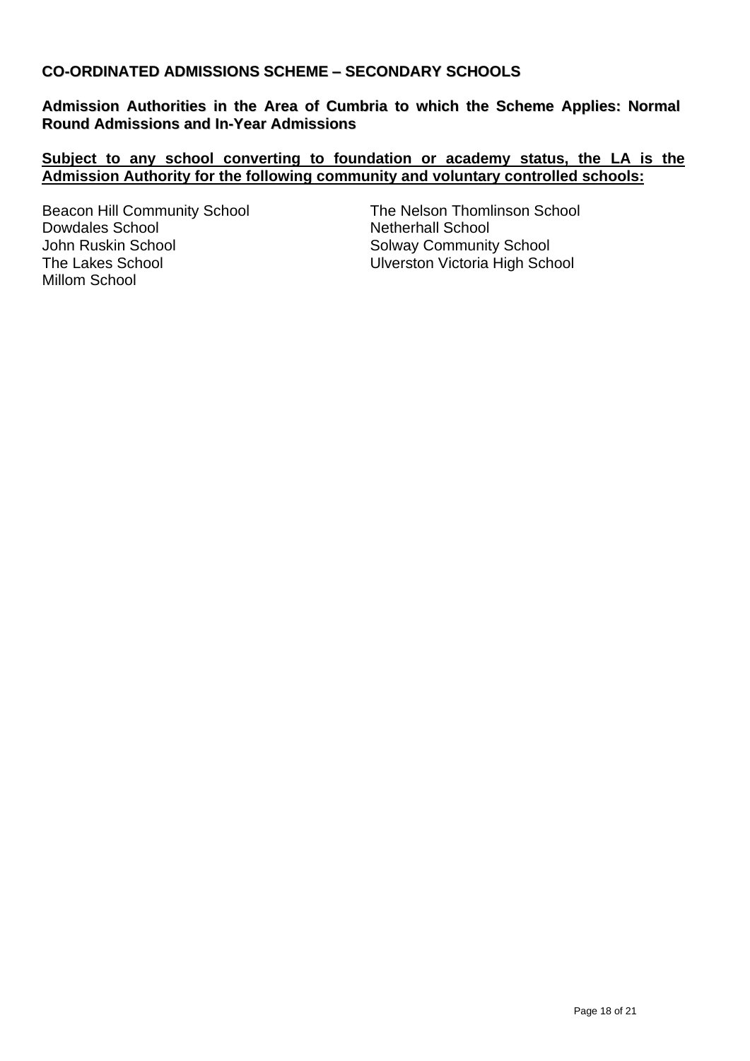**CO-ORDINATED ADMISSIONS SCHEME – SECONDARY SCHOOLS**

**Admission Authorities in the Area of Cumbria to which the Scheme Applies: Normal Round Admissions and In-Year Admissions**

**<u>Subject to any school converting to foundation or academy status, the LA is the Admission Authority for the following community and voluntary controlled schools:</u>**

Beacon Hill Community School
Dowdales School
John Ruskin School
The Lakes School
Millom School
The Nelson Thomlinson School
Netherhall School
Solway Community School
Ulverston Victoria High School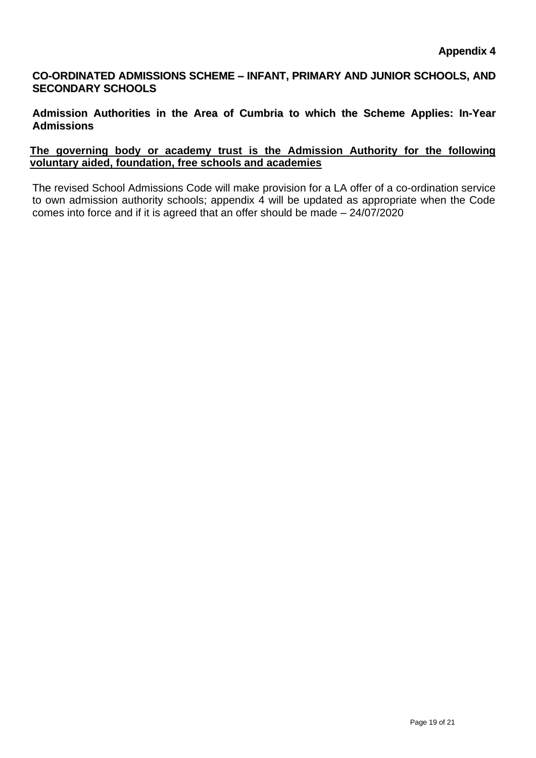**Appendix 4**

## CO-ORDINATED ADMISSIONS SCHEME – INFANT, PRIMARY AND JUNIOR SCHOOLS, AND SECONDARY SCHOOLS

### Admission Authorities in the Area of Cumbria to which the Scheme Applies: In-Year Admissions

**The governing body or academy trust is the Admission Authority for the following voluntary aided, foundation, free schools and academies**

The revised School Admissions Code will make provision for a LA offer of a co-ordination service to own admission authority schools; appendix 4 will be updated as appropriate when the Code comes into force and if it is agreed that an offer should be made – 24/07/2020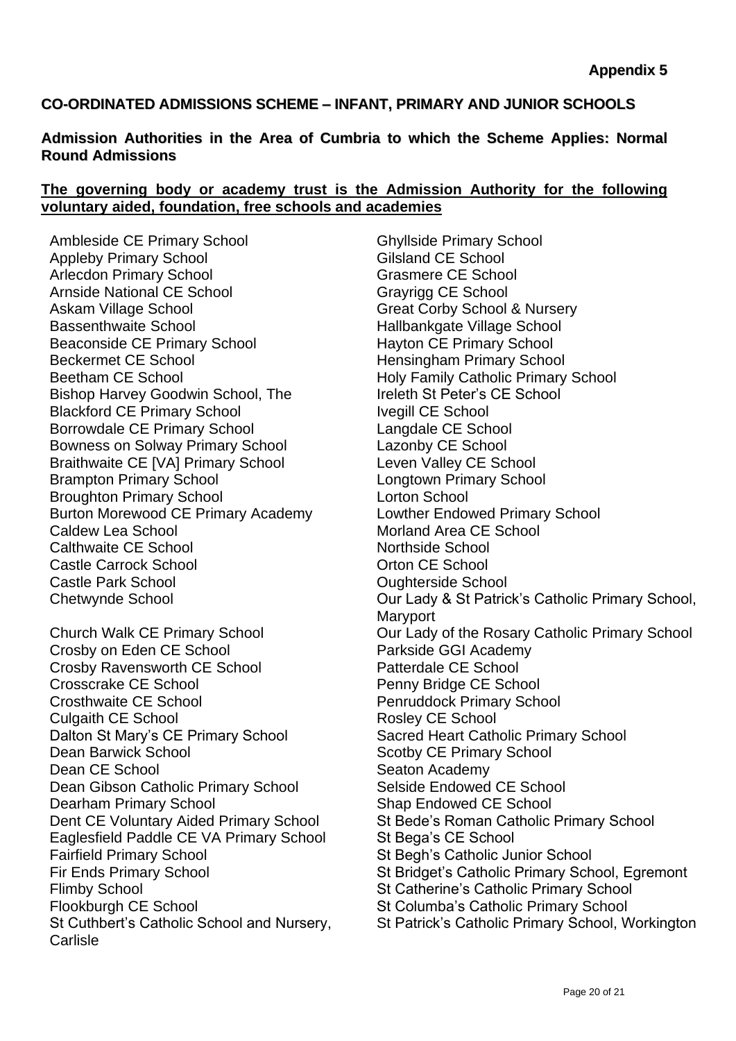**Appendix 5**

## CO-ORDINATED ADMISSIONS SCHEME – INFANT, PRIMARY AND JUNIOR SCHOOLS

### Admission Authorities in the Area of Cumbria to which the Scheme Applies: Normal Round Admissions

**The governing body or academy trust is the Admission Authority for the following voluntary aided, foundation, free schools and academies**

Ambleside CE Primary School
Appleby Primary School
Arlecdon Primary School
Arnside National CE School
Askam Village School
Bassenthwaite School
Beaconside CE Primary School
Beckermet CE School
Beetham CE School
Bishop Harvey Goodwin School, The
Blackford CE Primary School
Borrowdale CE Primary School
Bowness on Solway Primary School
Braithwaite CE [VA] Primary School
Brampton Primary School
Broughton Primary School
Burton Morewood CE Primary Academy
Caldew Lea School
Calthwaite CE School
Castle Carrock School
Castle Park School
Chetwynde School
Church Walk CE Primary School
Crosby on Eden CE School
Crosby Ravensworth CE School
Crosscrake CE School
Crosthwaite CE School
Culgaith CE School
Dalton St Mary's CE Primary School
Dean Barwick School
Dean CE School
Dean Gibson Catholic Primary School
Dearham Primary School
Dent CE Voluntary Aided Primary School
Eaglesfield Paddle CE VA Primary School
Fairfield Primary School
Fir Ends Primary School
Flimby School
Flookburgh CE School
St Cuthbert's Catholic School and Nursery, Carlisle
Ghyllside Primary School
Gilsland CE School
Grasmere CE School
Grayrigg CE School
Great Corby School & Nursery
Hallbankgate Village School
Hayton CE Primary School
Hensingham Primary School
Holy Family Catholic Primary School
Ireleth St Peter's CE School
Ivegill CE School
Langdale CE School
Lazonby CE School
Leven Valley CE School
Longtown Primary School
Lorton School
Lowther Endowed Primary School
Morland Area CE School
Northside School
Orton CE School
Oughterside School
Our Lady & St Patrick's Catholic Primary School, Maryport
Our Lady of the Rosary Catholic Primary School
Parkside GGI Academy
Patterdale CE School
Penny Bridge CE School
Penruddock Primary School
Rosley CE School
Sacred Heart Catholic Primary School
Scotby CE Primary School
Seaton Academy
Selside Endowed CE School
Shap Endowed CE School
St Bede's Roman Catholic Primary School
St Bega's CE School
St Begh's Catholic Junior School
St Bridget's Catholic Primary School, Egremont
St Catherine's Catholic Primary School
St Columba's Catholic Primary School
St Patrick's Catholic Primary School, Workington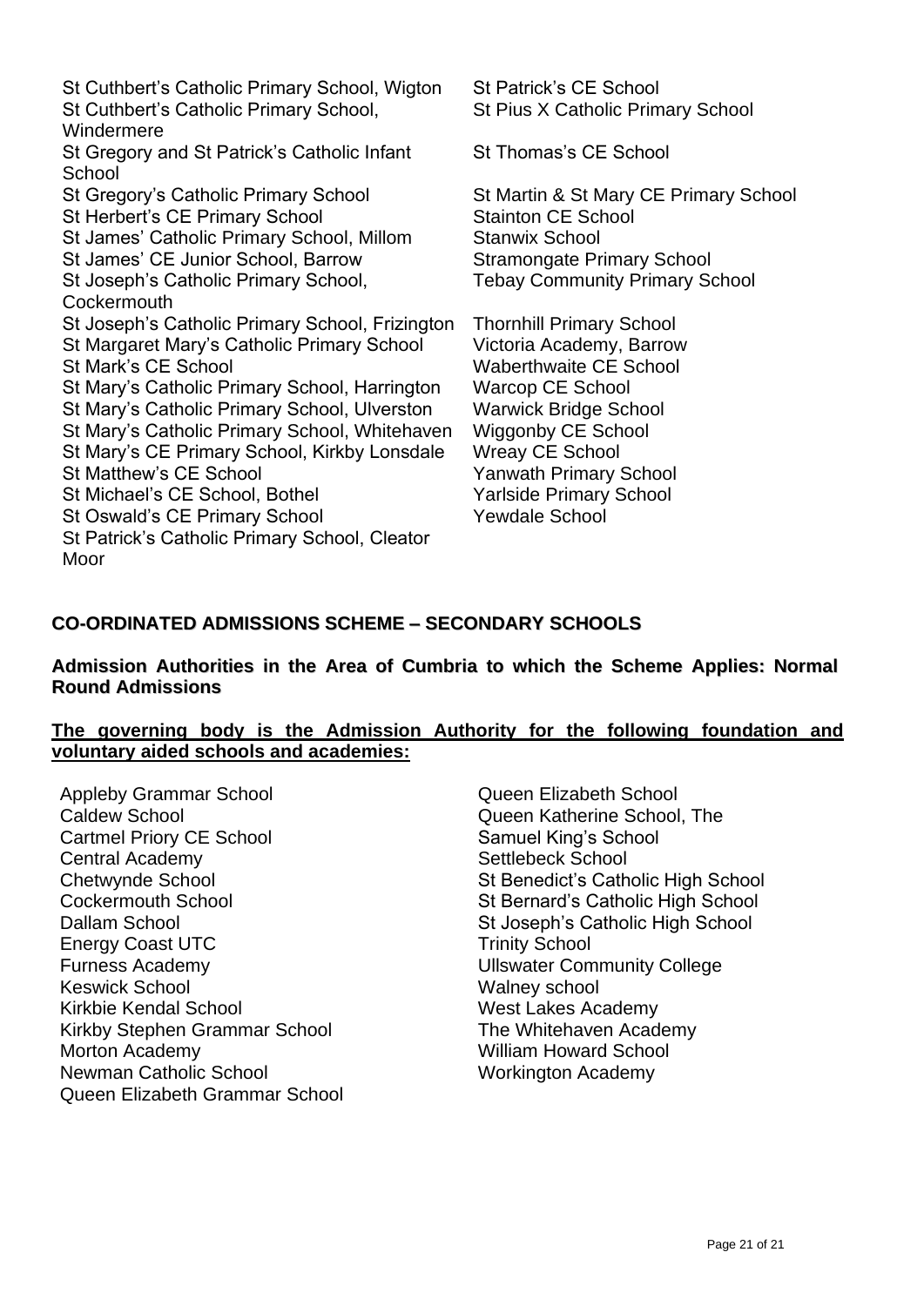St Cuthbert's Catholic Primary School, Wigton
St Cuthbert's Catholic Primary School, Windermere
St Gregory and St Patrick's Catholic Infant School
St Gregory's Catholic Primary School
St Herbert's CE Primary School
St James' Catholic Primary School, Millom
St James' CE Junior School, Barrow
St Joseph's Catholic Primary School, Cockermouth
St Joseph's Catholic Primary School, Frizington
St Margaret Mary's Catholic Primary School
St Mark's CE School
St Mary's Catholic Primary School, Harrington
St Mary's Catholic Primary School, Ulverston
St Mary's Catholic Primary School, Whitehaven
St Mary's CE Primary School, Kirkby Lonsdale
St Matthew's CE School
St Michael's CE School, Bothel
St Oswald's CE Primary School
St Patrick's Catholic Primary School, Cleator Moor
St Patrick's CE School
St Pius X Catholic Primary School
St Thomas's CE School
St Martin & St Mary CE Primary School
Stainton CE School
Stanwix School
Stramongate Primary School
Tebay Community Primary School
Thornhill Primary School
Victoria Academy, Barrow
Waberthwaite CE School
Warcop CE School
Warwick Bridge School
Wiggonby CE School
Wreay CE School
Yanwath Primary School
Yarlside Primary School
Yewdale School

## CO-ORDINATED ADMISSIONS SCHEME – SECONDARY SCHOOLS

**Admission Authorities in the Area of Cumbria to which the Scheme Applies: Normal Round Admissions**

**The governing body is the Admission Authority for the following foundation and voluntary aided schools and academies:**

Appleby Grammar School
Caldew School
Cartmel Priory CE School
Central Academy
Chetwynde School
Cockermouth School
Dallam School
Energy Coast UTC
Furness Academy
Keswick School
Kirkbie Kendal School
Kirkby Stephen Grammar School
Morton Academy
Newman Catholic School
Queen Elizabeth Grammar School
Queen Elizabeth School
Queen Katherine School, The
Samuel King's School
Settlebeck School
St Benedict's Catholic High School
St Bernard's Catholic High School
St Joseph's Catholic High School
Trinity School
Ullswater Community College
Walney school
West Lakes Academy
The Whitehaven Academy
William Howard School
Workington Academy